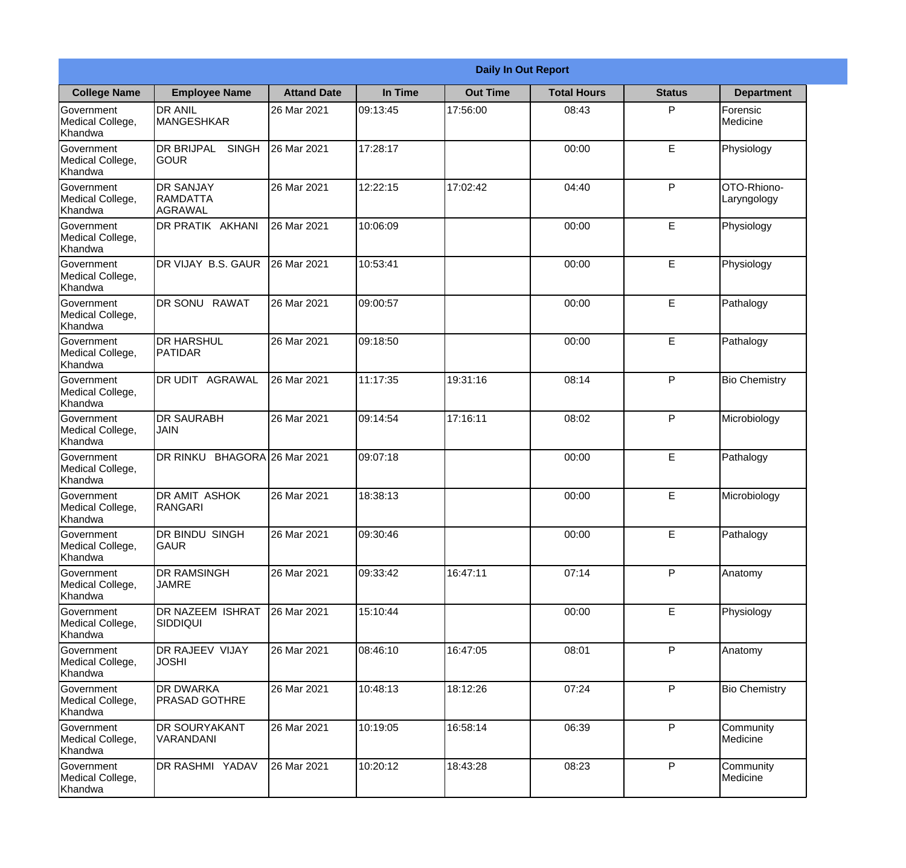**Daily In Out Report**

| College Name | Employee Name | Attand Date | In Time | Out Time | Total Hours | Status | Department |
|---|---|---|---|---|---|---|---|
| Government Medical College, Khandwa | DR ANIL MANGESHKAR | 26 Mar 2021 | 09:13:45 | 17:56:00 | 08:43 | P | Forensic Medicine |
| Government Medical College, Khandwa | DR BRIJPAL SINGH GOUR | 26 Mar 2021 | 17:28:17 | | 00:00 | E | Physiology |
| Government Medical College, Khandwa | DR SANJAY RAMDATTA AGRAWAL | 26 Mar 2021 | 12:22:15 | 17:02:42 | 04:40 | P | OTO-Rhiono-Laryngology |
| Government Medical College, Khandwa | DR PRATIK AKHANI | 26 Mar 2021 | 10:06:09 | | 00:00 | E | Physiology |
| Government Medical College, Khandwa | DR VIJAY B.S. GAUR | 26 Mar 2021 | 10:53:41 | | 00:00 | E | Physiology |
| Government Medical College, Khandwa | DR SONU RAWAT | 26 Mar 2021 | 09:00:57 | | 00:00 | E | Pathalogy |
| Government Medical College, Khandwa | DR HARSHUL PATIDAR | 26 Mar 2021 | 09:18:50 | | 00:00 | E | Pathalogy |
| Government Medical College, Khandwa | DR UDIT AGRAWAL | 26 Mar 2021 | 11:17:35 | 19:31:16 | 08:14 | P | Bio Chemistry |
| Government Medical College, Khandwa | DR SAURABH JAIN | 26 Mar 2021 | 09:14:54 | 17:16:11 | 08:02 | P | Microbiology |
| Government Medical College, Khandwa | DR RINKU BHAGORA | 26 Mar 2021 | 09:07:18 | | 00:00 | E | Pathalogy |
| Government Medical College, Khandwa | DR AMIT ASHOK RANGARI | 26 Mar 2021 | 18:38:13 | | 00:00 | E | Microbiology |
| Government Medical College, Khandwa | DR BINDU SINGH GAUR | 26 Mar 2021 | 09:30:46 | | 00:00 | E | Pathalogy |
| Government Medical College, Khandwa | DR RAMSINGH JAMRE | 26 Mar 2021 | 09:33:42 | 16:47:11 | 07:14 | P | Anatomy |
| Government Medical College, Khandwa | DR NAZEEM ISHRAT SIDDIQUI | 26 Mar 2021 | 15:10:44 | | 00:00 | E | Physiology |
| Government Medical College, Khandwa | DR RAJEEV VIJAY JOSHI | 26 Mar 2021 | 08:46:10 | 16:47:05 | 08:01 | P | Anatomy |
| Government Medical College, Khandwa | DR DWARKA PRASAD GOTHRE | 26 Mar 2021 | 10:48:13 | 18:12:26 | 07:24 | P | Bio Chemistry |
| Government Medical College, Khandwa | DR SOURYAKANT VARANDANI | 26 Mar 2021 | 10:19:05 | 16:58:14 | 06:39 | P | Community Medicine |
| Government Medical College, Khandwa | DR RASHMI YADAV | 26 Mar 2021 | 10:20:12 | 18:43:28 | 08:23 | P | Community Medicine |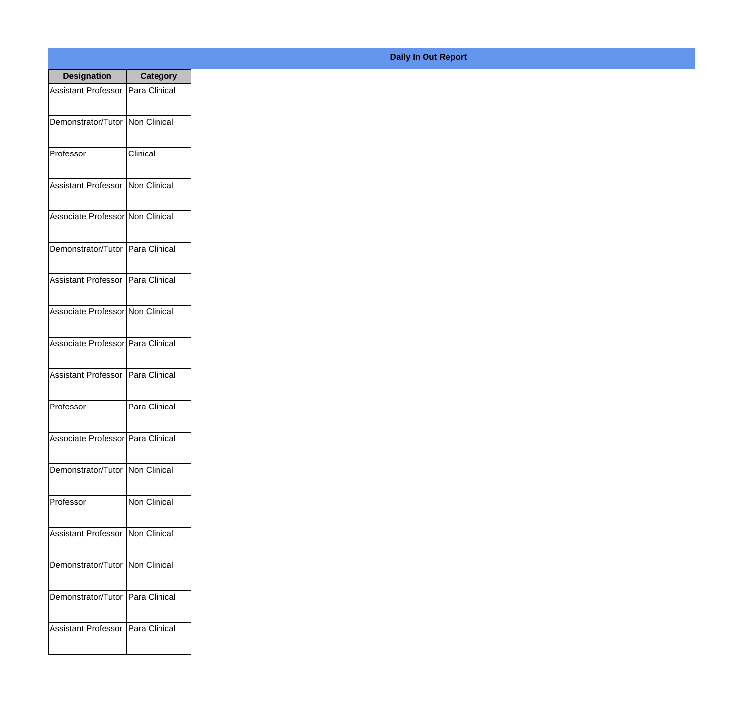**Daily In Out Report**

| Designation | Category |
| --- | --- |
| Assistant Professor | Para Clinical |
| Demonstrator/Tutor | Non Clinical |
| Professor | Clinical |
| Assistant Professor | Non Clinical |
| Associate Professor | Non Clinical |
| Demonstrator/Tutor | Para Clinical |
| Assistant Professor | Para Clinical |
| Associate Professor | Non Clinical |
| Associate Professor | Para Clinical |
| Assistant Professor | Para Clinical |
| Professor | Para Clinical |
| Associate Professor | Para Clinical |
| Demonstrator/Tutor | Non Clinical |
| Professor | Non Clinical |
| Assistant Professor | Non Clinical |
| Demonstrator/Tutor | Non Clinical |
| Demonstrator/Tutor | Para Clinical |
| Assistant Professor | Para Clinical |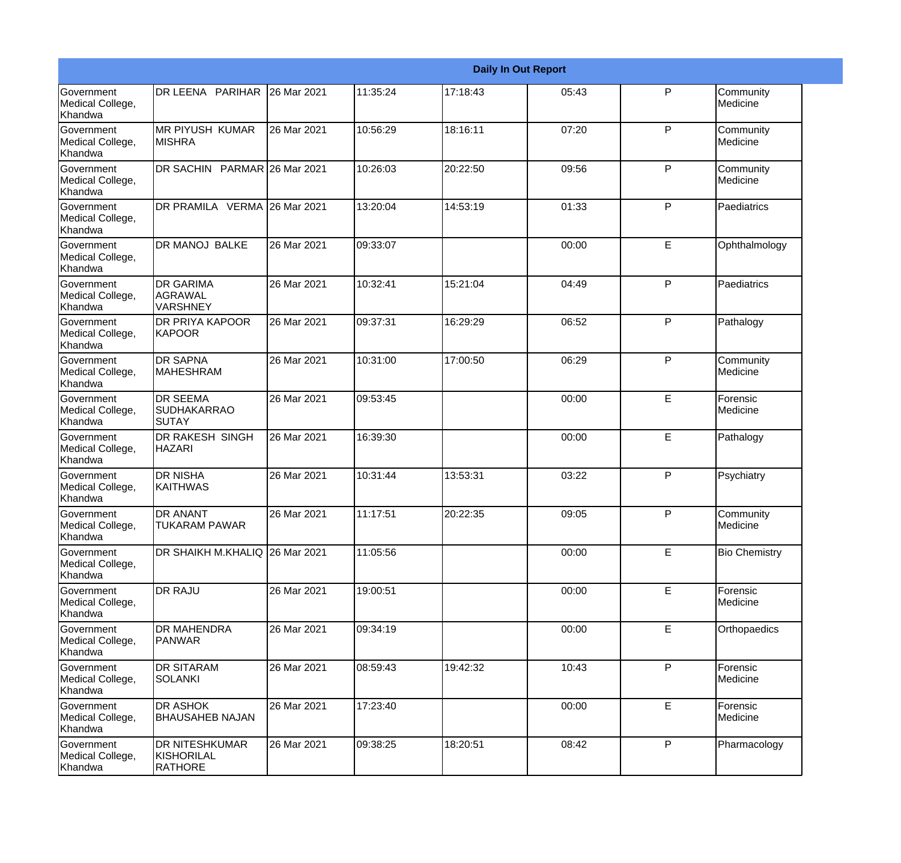| Daily In Out Report | | | | | | | |
|---|---|---|---|---|---|---|---|
| Government Medical College, Khandwa | DR LEENA PARIHAR | 26 Mar 2021 | 11:35:24 | 17:18:43 | 05:43 | P | Community Medicine |
| Government Medical College, Khandwa | MR PIYUSH KUMAR MISHRA | 26 Mar 2021 | 10:56:29 | 18:16:11 | 07:20 | P | Community Medicine |
| Government Medical College, Khandwa | DR SACHIN PARMAR | 26 Mar 2021 | 10:26:03 | 20:22:50 | 09:56 | P | Community Medicine |
| Government Medical College, Khandwa | DR PRAMILA VERMA | 26 Mar 2021 | 13:20:04 | 14:53:19 | 01:33 | P | Paediatrics |
| Government Medical College, Khandwa | DR MANOJ BALKE | 26 Mar 2021 | 09:33:07 | | 00:00 | E | Ophthalmology |
| Government Medical College, Khandwa | DR GARIMA AGRAWAL VARSHNEY | 26 Mar 2021 | 10:32:41 | 15:21:04 | 04:49 | P | Paediatrics |
| Government Medical College, Khandwa | DR PRIYA KAPOOR KAPOOR | 26 Mar 2021 | 09:37:31 | 16:29:29 | 06:52 | P | Pathalogy |
| Government Medical College, Khandwa | DR SAPNA MAHESHRAM | 26 Mar 2021 | 10:31:00 | 17:00:50 | 06:29 | P | Community Medicine |
| Government Medical College, Khandwa | DR SEEMA SUDHAKARRAO SUTAY | 26 Mar 2021 | 09:53:45 | | 00:00 | E | Forensic Medicine |
| Government Medical College, Khandwa | DR RAKESH SINGH HAZARI | 26 Mar 2021 | 16:39:30 | | 00:00 | E | Pathalogy |
| Government Medical College, Khandwa | DR NISHA KAITHWAS | 26 Mar 2021 | 10:31:44 | 13:53:31 | 03:22 | P | Psychiatry |
| Government Medical College, Khandwa | DR ANANT TUKARAM PAWAR | 26 Mar 2021 | 11:17:51 | 20:22:35 | 09:05 | P | Community Medicine |
| Government Medical College, Khandwa | DR SHAIKH M.KHALIQ | 26 Mar 2021 | 11:05:56 | | 00:00 | E | Bio Chemistry |
| Government Medical College, Khandwa | DR RAJU | 26 Mar 2021 | 19:00:51 | | 00:00 | E | Forensic Medicine |
| Government Medical College, Khandwa | DR MAHENDRA PANWAR | 26 Mar 2021 | 09:34:19 | | 00:00 | E | Orthopaedics |
| Government Medical College, Khandwa | DR SITARAM SOLANKI | 26 Mar 2021 | 08:59:43 | 19:42:32 | 10:43 | P | Forensic Medicine |
| Government Medical College, Khandwa | DR ASHOK BHAUSAHEB NAJAN | 26 Mar 2021 | 17:23:40 | | 00:00 | E | Forensic Medicine |
| Government Medical College, Khandwa | DR NITESHKUMAR KISHORILAL RATHORE | 26 Mar 2021 | 09:38:25 | 18:20:51 | 08:42 | P | Pharmacology |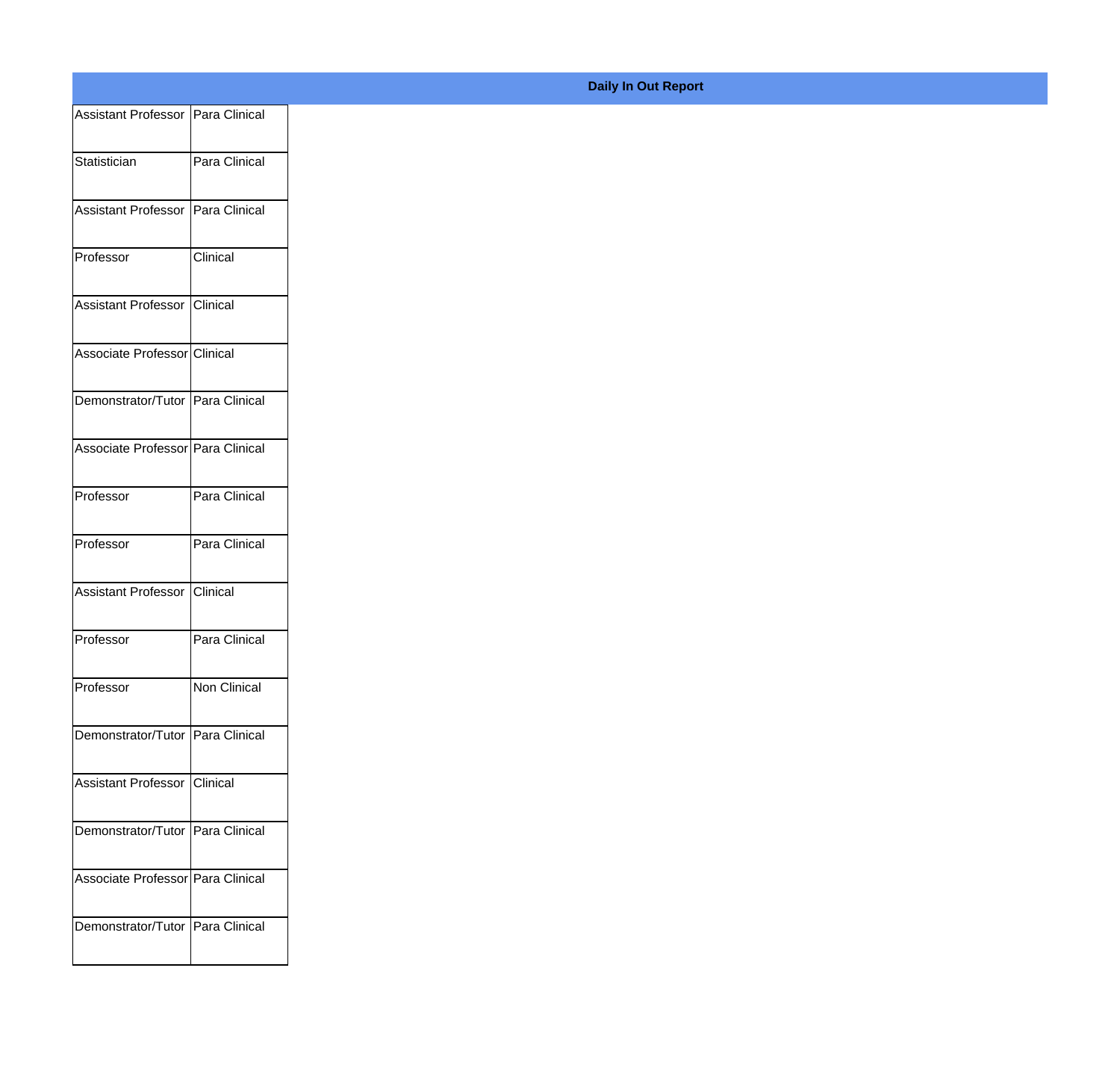**Daily In Out Report**

| | |
|---|---|
| Assistant Professor | Para Clinical |
| Statistician | Para Clinical |
| Assistant Professor | Para Clinical |
| Professor | Clinical |
| Assistant Professor | Clinical |
| Associate Professor | Clinical |
| Demonstrator/Tutor | Para Clinical |
| Associate Professor | Para Clinical |
| Professor | Para Clinical |
| Professor | Para Clinical |
| Assistant Professor | Clinical |
| Professor | Para Clinical |
| Professor | Non Clinical |
| Demonstrator/Tutor | Para Clinical |
| Assistant Professor | Clinical |
| Demonstrator/Tutor | Para Clinical |
| Associate Professor | Para Clinical |
| Demonstrator/Tutor | Para Clinical |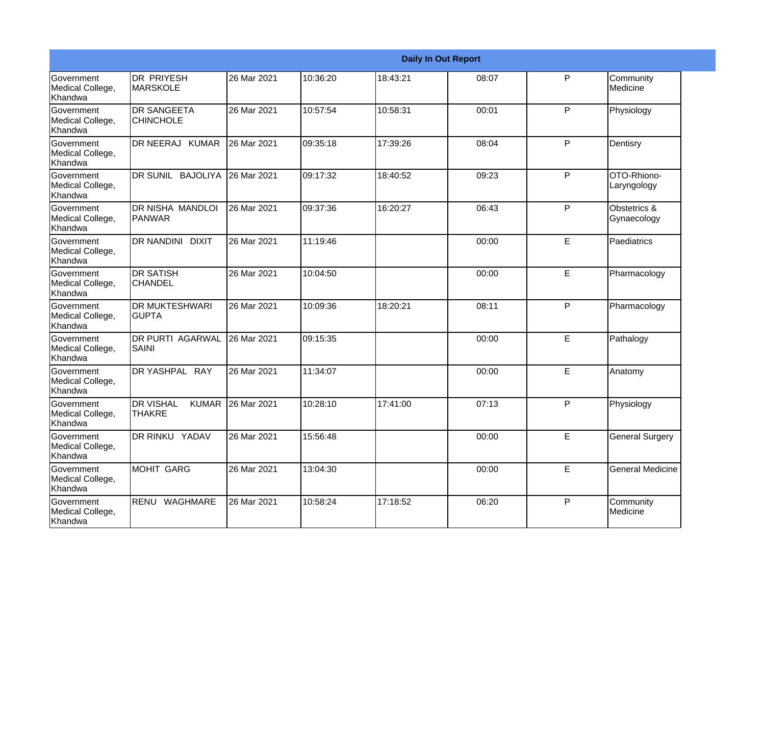| Daily In Out Report | | | | | | | |
|---|---|---|---|---|---|---|---|
| Government Medical College, Khandwa | DR PRIYESH MARSKOLE | 26 Mar 2021 | 10:36:20 | 18:43:21 | 08:07 | P | Community Medicine |
| Government Medical College, Khandwa | DR SANGEETA CHINCHOLE | 26 Mar 2021 | 10:57:54 | 10:58:31 | 00:01 | P | Physiology |
| Government Medical College, Khandwa | DR NEERAJ KUMAR | 26 Mar 2021 | 09:35:18 | 17:39:26 | 08:04 | P | Dentisry |
| Government Medical College, Khandwa | DR SUNIL BAJOLIYA | 26 Mar 2021 | 09:17:32 | 18:40:52 | 09:23 | P | OTO-Rhiono-Laryngology |
| Government Medical College, Khandwa | DR NISHA MANDLOI PANWAR | 26 Mar 2021 | 09:37:36 | 16:20:27 | 06:43 | P | Obstetrics & Gynaecology |
| Government Medical College, Khandwa | DR NANDINI DIXIT | 26 Mar 2021 | 11:19:46 | | 00:00 | E | Paediatrics |
| Government Medical College, Khandwa | DR SATISH CHANDEL | 26 Mar 2021 | 10:04:50 | | 00:00 | E | Pharmacology |
| Government Medical College, Khandwa | DR MUKTESHWARI GUPTA | 26 Mar 2021 | 10:09:36 | 18:20:21 | 08:11 | P | Pharmacology |
| Government Medical College, Khandwa | DR PURTI AGARWAL SAINI | 26 Mar 2021 | 09:15:35 | | 00:00 | E | Pathalogy |
| Government Medical College, Khandwa | DR YASHPAL RAY | 26 Mar 2021 | 11:34:07 | | 00:00 | E | Anatomy |
| Government Medical College, Khandwa | DR VISHAL KUMAR THAKRE | 26 Mar 2021 | 10:28:10 | 17:41:00 | 07:13 | P | Physiology |
| Government Medical College, Khandwa | DR RINKU YADAV | 26 Mar 2021 | 15:56:48 | | 00:00 | E | General Surgery |
| Government Medical College, Khandwa | MOHIT GARG | 26 Mar 2021 | 13:04:30 | | 00:00 | E | General Medicine |
| Government Medical College, Khandwa | RENU WAGHMARE | 26 Mar 2021 | 10:58:24 | 17:18:52 | 06:20 | P | Community Medicine |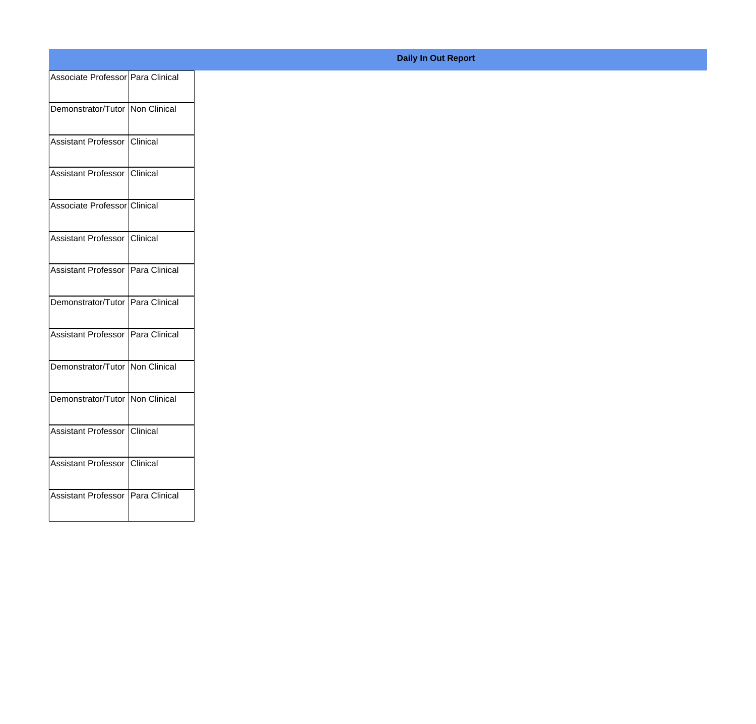**Daily In Out Report**

| | |
|---|---|
| Associate Professor | Para Clinical |
| Demonstrator/Tutor | Non Clinical |
| Assistant Professor | Clinical |
| Assistant Professor | Clinical |
| Associate Professor | Clinical |
| Assistant Professor | Clinical |
| Assistant Professor | Para Clinical |
| Demonstrator/Tutor | Para Clinical |
| Assistant Professor | Para Clinical |
| Demonstrator/Tutor | Non Clinical |
| Demonstrator/Tutor | Non Clinical |
| Assistant Professor | Clinical |
| Assistant Professor | Clinical |
| Assistant Professor | Para Clinical |